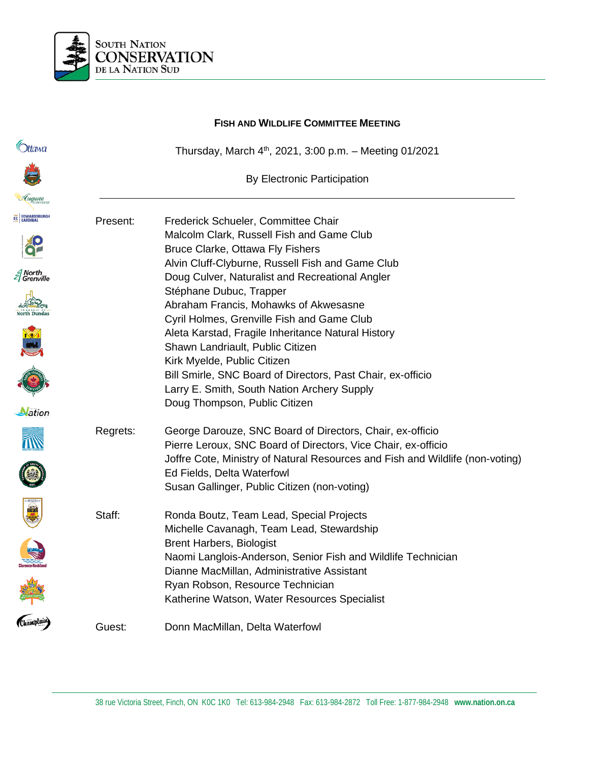South Nation Conservation de la Nation Sud

# Fish and Wildlife Committee Meeting

Thursday, March 4th, 2021, 3:00 p.m. – Meeting 01/2021

By Electronic Participation

---

**Present:**
- Frederick Schueler, Committee Chair
- Malcolm Clark, Russell Fish and Game Club
- Bruce Clarke, Ottawa Fly Fishers
- Alvin Cluff-Clyburne, Russell Fish and Game Club
- Doug Culver, Naturalist and Recreational Angler
- Stéphane Dubuc, Trapper
- Abraham Francis, Mohawks of Akwesasne
- Cyril Holmes, Grenville Fish and Game Club
- Aleta Karstad, Fragile Inheritance Natural History
- Shawn Landriault, Public Citizen
- Kirk Myelde, Public Citizen
- Bill Smirle, SNC Board of Directors, Past Chair, ex-officio
- Larry E. Smith, South Nation Archery Supply
- Doug Thompson, Public Citizen

**Regrets:**
- George Darouze, SNC Board of Directors, Chair, ex-officio
- Pierre Leroux, SNC Board of Directors, Vice Chair, ex-officio
- Joffre Cote, Ministry of Natural Resources and Fish and Wildlife (non-voting)
- Ed Fields, Delta Waterfowl
- Susan Gallinger, Public Citizen (non-voting)

**Staff:**
- Ronda Boutz, Team Lead, Special Projects
- Michelle Cavanagh, Team Lead, Stewardship
- Brent Harbers, Biologist
- Naomi Langlois-Anderson, Senior Fish and Wildlife Technician
- Dianne MacMillan, Administrative Assistant
- Ryan Robson, Resource Technician
- Katherine Watson, Water Resources Specialist

**Guest:**
- Donn MacMillan, Delta Waterfowl

38 rue Victoria Street, Finch, ON K0C 1K0 Tel: 613-984-2948 Fax: 613-984-2872 Toll Free: 1-877-984-2948 **www.nation.on.ca**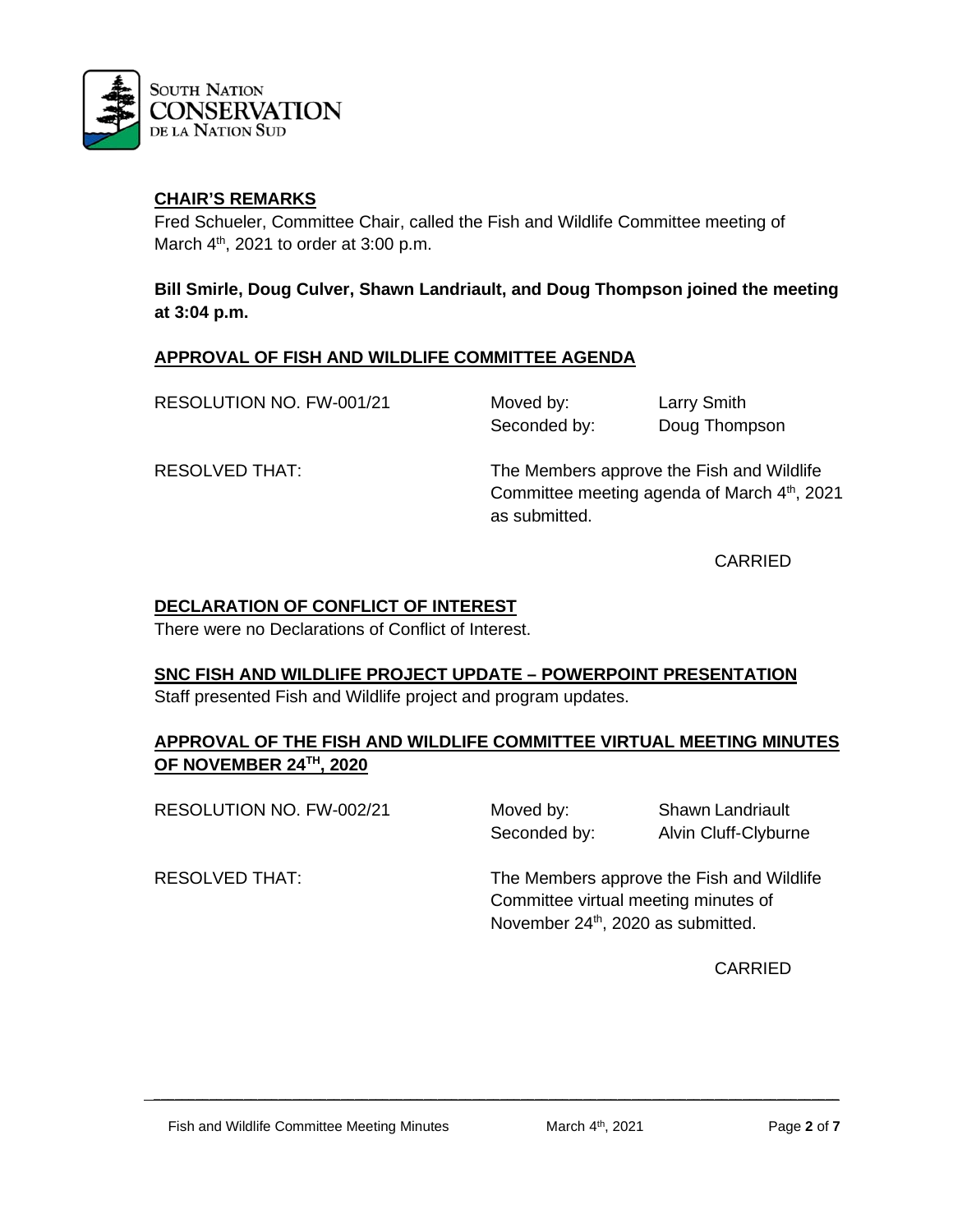## CHAIR'S REMARKS

Fred Schueler, Committee Chair, called the Fish and Wildlife Committee meeting of March 4th, 2021 to order at 3:00 p.m.

**Bill Smirle, Doug Culver, Shawn Landriault, and Doug Thompson joined the meeting at 3:04 p.m.**

## APPROVAL OF FISH AND WILDLIFE COMMITTEE AGENDA

RESOLUTION NO. FW-001/21

Moved by: Larry Smith
Seconded by: Doug Thompson

RESOLVED THAT: The Members approve the Fish and Wildlife Committee meeting agenda of March 4th, 2021 as submitted.

CARRIED

## DECLARATION OF CONFLICT OF INTEREST

There were no Declarations of Conflict of Interest.

## SNC FISH AND WILDLIFE PROJECT UPDATE – POWERPOINT PRESENTATION

Staff presented Fish and Wildlife project and program updates.

## APPROVAL OF THE FISH AND WILDLIFE COMMITTEE VIRTUAL MEETING MINUTES OF NOVEMBER 24TH, 2020

RESOLUTION NO. FW-002/21

Moved by: Shawn Landriault
Seconded by: Alvin Cluff-Clyburne

RESOLVED THAT: The Members approve the Fish and Wildlife Committee virtual meeting minutes of November 24th, 2020 as submitted.

CARRIED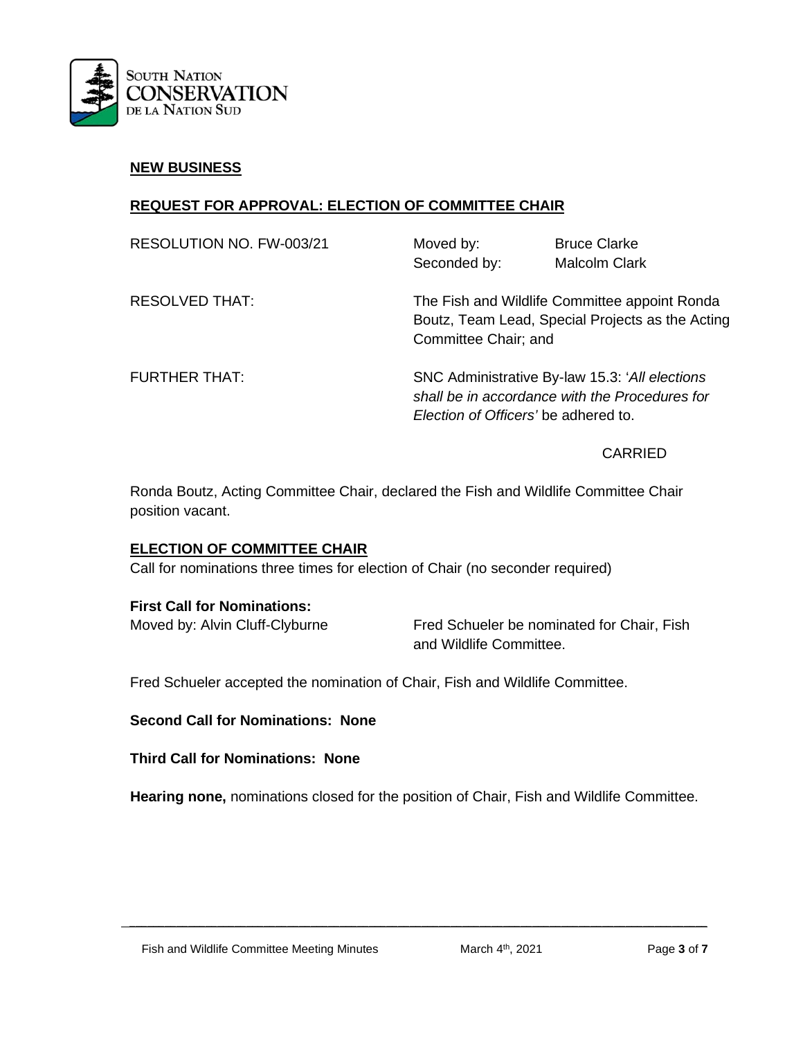## NEW BUSINESS

### REQUEST FOR APPROVAL: ELECTION OF COMMITTEE CHAIR

| RESOLUTION NO. FW-003/21 | Moved by: | Bruce Clarke |
|---|---|---|
| | Seconded by: | Malcolm Clark |

RESOLVED THAT: The Fish and Wildlife Committee appoint Ronda Boutz, Team Lead, Special Projects as the Acting Committee Chair; and

FURTHER THAT: SNC Administrative By-law 15.3: '*All elections shall be in accordance with the Procedures for Election of Officers'* be adhered to.

CARRIED

Ronda Boutz, Acting Committee Chair, declared the Fish and Wildlife Committee Chair position vacant.

### ELECTION OF COMMITTEE CHAIR

Call for nominations three times for election of Chair (no seconder required)

**First Call for Nominations:**

Moved by: Alvin Cluff-Clyburne — Fred Schueler be nominated for Chair, Fish and Wildlife Committee.

Fred Schueler accepted the nomination of Chair, Fish and Wildlife Committee.

**Second Call for Nominations: None**

**Third Call for Nominations: None**

**Hearing none,** nominations closed for the position of Chair, Fish and Wildlife Committee.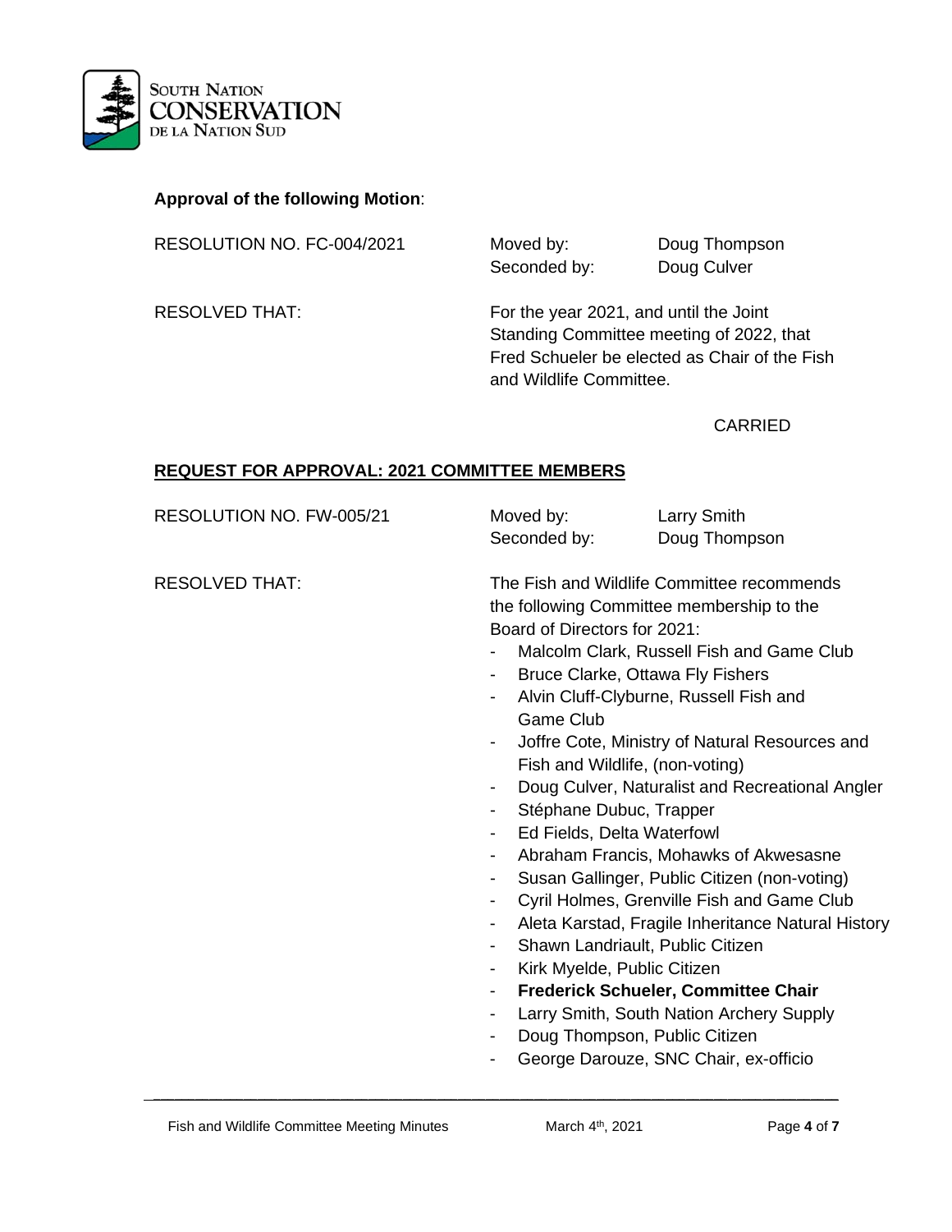**Approval of the following Motion**:

RESOLUTION NO. FC-004/2021

Moved by: Doug Thompson
Seconded by: Doug Culver

RESOLVED THAT: For the year 2021, and until the Joint Standing Committee meeting of 2022, that Fred Schueler be elected as Chair of the Fish and Wildlife Committee.

CARRIED

**REQUEST FOR APPROVAL: 2021 COMMITTEE MEMBERS**

RESOLUTION NO. FW-005/21

Moved by: Larry Smith
Seconded by: Doug Thompson

RESOLVED THAT: The Fish and Wildlife Committee recommends the following Committee membership to the Board of Directors for 2021:

- Malcolm Clark, Russell Fish and Game Club
- Bruce Clarke, Ottawa Fly Fishers
- Alvin Cluff-Clyburne, Russell Fish and Game Club
- Joffre Cote, Ministry of Natural Resources and Fish and Wildlife, (non-voting)
- Doug Culver, Naturalist and Recreational Angler
- Stéphane Dubuc, Trapper
- Ed Fields, Delta Waterfowl
- Abraham Francis, Mohawks of Akwesasne
- Susan Gallinger, Public Citizen (non-voting)
- Cyril Holmes, Grenville Fish and Game Club
- Aleta Karstad, Fragile Inheritance Natural History
- Shawn Landriault, Public Citizen
- Kirk Myelde, Public Citizen
- **Frederick Schueler, Committee Chair**
- Larry Smith, South Nation Archery Supply
- Doug Thompson, Public Citizen
- George Darouze, SNC Chair, ex-officio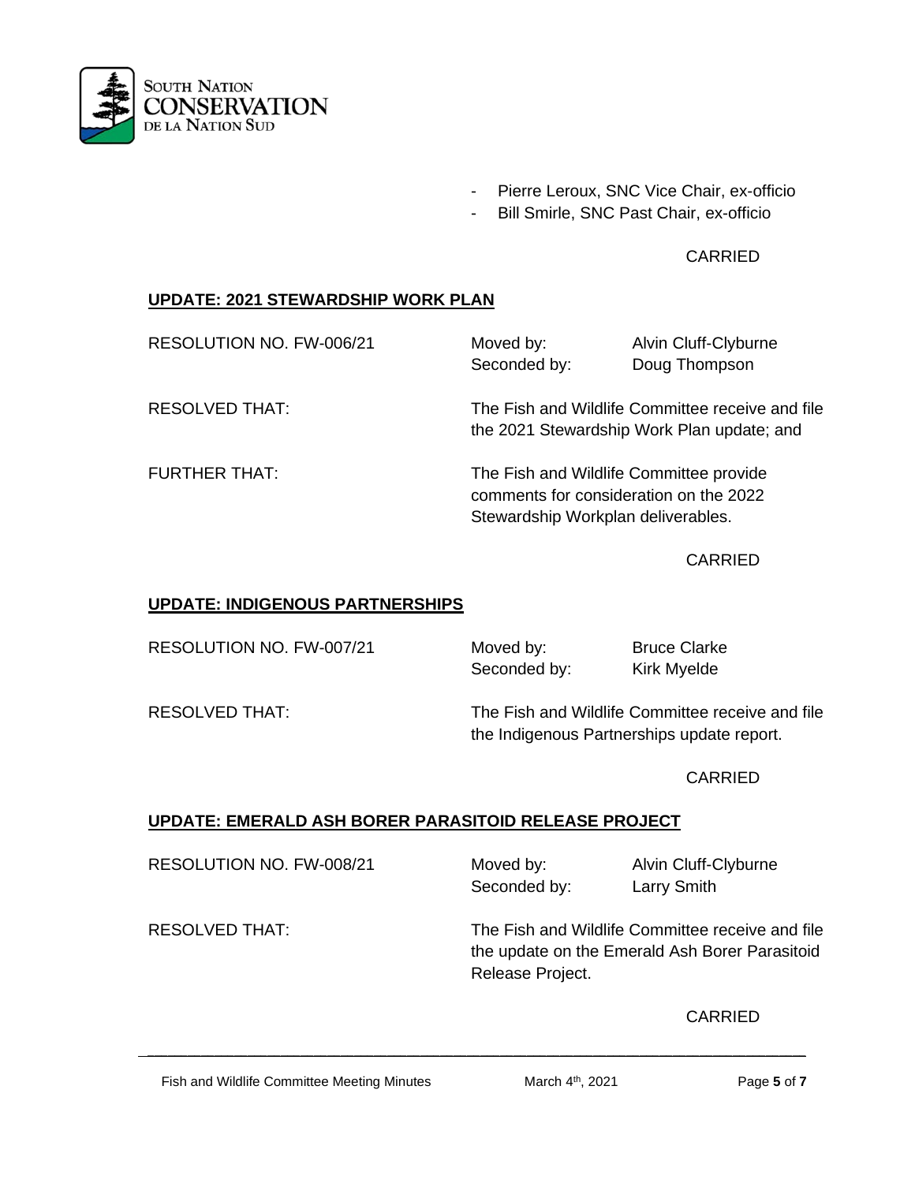- Pierre Leroux, SNC Vice Chair, ex-officio
- Bill Smirle, SNC Past Chair, ex-officio

CARRIED

**UPDATE: 2021 STEWARDSHIP WORK PLAN**

RESOLUTION NO. FW-006/21 — Moved by: Alvin Cluff-Clyburne — Seconded by: Doug Thompson

RESOLVED THAT: The Fish and Wildlife Committee receive and file the 2021 Stewardship Work Plan update; and

FURTHER THAT: The Fish and Wildlife Committee provide comments for consideration on the 2022 Stewardship Workplan deliverables.

CARRIED

**UPDATE: INDIGENOUS PARTNERSHIPS**

RESOLUTION NO. FW-007/21 — Moved by: Bruce Clarke — Seconded by: Kirk Myelde

RESOLVED THAT: The Fish and Wildlife Committee receive and file the Indigenous Partnerships update report.

CARRIED

**UPDATE: EMERALD ASH BORER PARASITOID RELEASE PROJECT**

RESOLUTION NO. FW-008/21 — Moved by: Alvin Cluff-Clyburne — Seconded by: Larry Smith

RESOLVED THAT: The Fish and Wildlife Committee receive and file the update on the Emerald Ash Borer Parasitoid Release Project.

CARRIED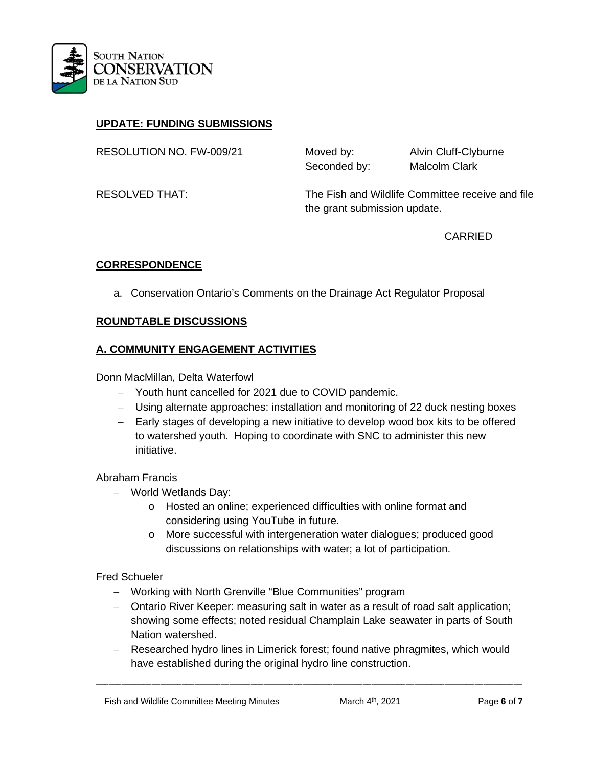## UPDATE: FUNDING SUBMISSIONS

RESOLUTION NO. FW-009/21 Moved by: Alvin Cluff-Clyburne
Seconded by: Malcolm Clark

RESOLVED THAT: The Fish and Wildlife Committee receive and file the grant submission update.

CARRIED

## CORRESPONDENCE

a. Conservation Ontario's Comments on the Drainage Act Regulator Proposal

## ROUNDTABLE DISCUSSIONS

## A. COMMUNITY ENGAGEMENT ACTIVITIES

Donn MacMillan, Delta Waterfowl

- Youth hunt cancelled for 2021 due to COVID pandemic.
- Using alternate approaches: installation and monitoring of 22 duck nesting boxes
- Early stages of developing a new initiative to develop wood box kits to be offered to watershed youth. Hoping to coordinate with SNC to administer this new initiative.

Abraham Francis

- World Wetlands Day:
  - Hosted an online; experienced difficulties with online format and considering using YouTube in future.
  - More successful with intergeneration water dialogues; produced good discussions on relationships with water; a lot of participation.

Fred Schueler

- Working with North Grenville "Blue Communities" program
- Ontario River Keeper: measuring salt in water as a result of road salt application; showing some effects; noted residual Champlain Lake seawater in parts of South Nation watershed.
- Researched hydro lines in Limerick forest; found native phragmites, which would have established during the original hydro line construction.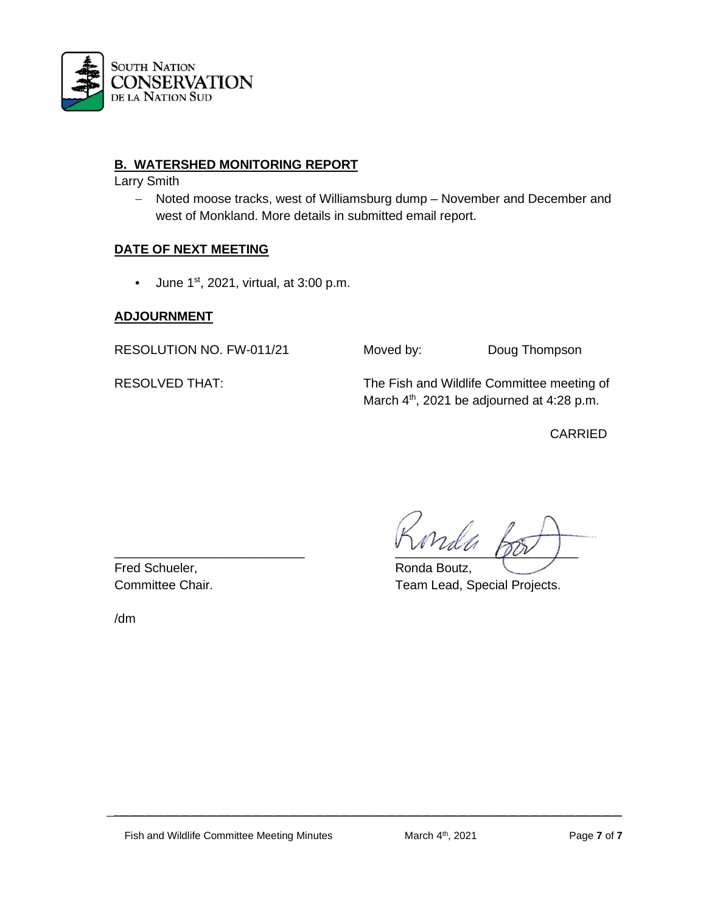## B. WATERSHED MONITORING REPORT

Larry Smith

- Noted moose tracks, west of Williamsburg dump – November and December and west of Monkland. More details in submitted email report.

## DATE OF NEXT MEETING

- June 1st, 2021, virtual, at 3:00 p.m.

## ADJOURNMENT

RESOLUTION NO. FW-011/21 Moved by: Doug Thompson

RESOLVED THAT: The Fish and Wildlife Committee meeting of March 4th, 2021 be adjourned at 4:28 p.m.

CARRIED

\_\_\_\_\_\_\_\_\_\_\_\_\_\_\_\_\_\_\_\_\_\_\_\_\_\_\_
Fred Schueler,
Committee Chair.

\_\_\_\_\_\_\_\_\_\_\_\_\_\_\_\_\_\_\_\_\_\_\_\_\_\_\_
Ronda Boutz,
Team Lead, Special Projects.

/dm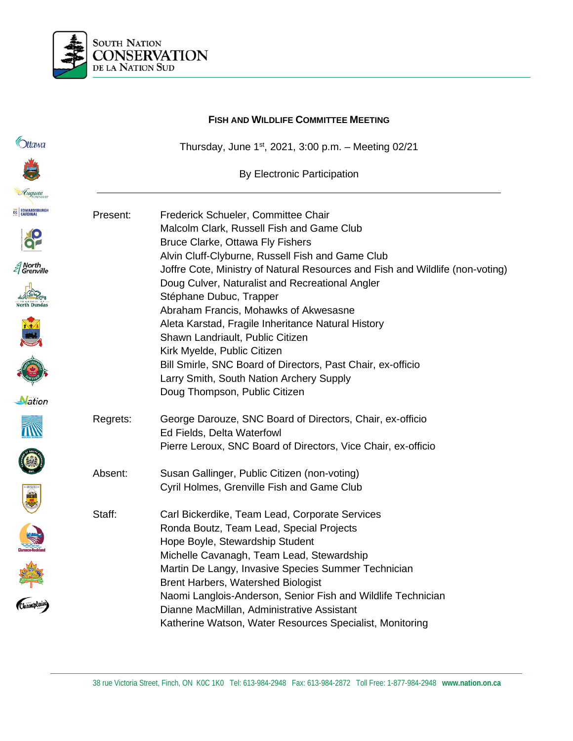**FISH AND WILDLIFE COMMITTEE MEETING**

Thursday, June 1st, 2021, 3:00 p.m. – Meeting 02/21

By Electronic Participation

---

| | |
|---|---|
| Present: | Frederick Schueler, Committee Chair<br>Malcolm Clark, Russell Fish and Game Club<br>Bruce Clarke, Ottawa Fly Fishers<br>Alvin Cluff-Clyburne, Russell Fish and Game Club<br>Joffre Cote, Ministry of Natural Resources and Fish and Wildlife (non-voting)<br>Doug Culver, Naturalist and Recreational Angler<br>Stéphane Dubuc, Trapper<br>Abraham Francis, Mohawks of Akwesasne<br>Aleta Karstad, Fragile Inheritance Natural History<br>Shawn Landriault, Public Citizen<br>Kirk Myelde, Public Citizen<br>Bill Smirle, SNC Board of Directors, Past Chair, ex-officio<br>Larry Smith, South Nation Archery Supply<br>Doug Thompson, Public Citizen |
| Regrets: | George Darouze, SNC Board of Directors, Chair, ex-officio<br>Ed Fields, Delta Waterfowl<br>Pierre Leroux, SNC Board of Directors, Vice Chair, ex-officio |
| Absent: | Susan Gallinger, Public Citizen (non-voting)<br>Cyril Holmes, Grenville Fish and Game Club |
| Staff: | Carl Bickerdike, Team Lead, Corporate Services<br>Ronda Boutz, Team Lead, Special Projects<br>Hope Boyle, Stewardship Student<br>Michelle Cavanagh, Team Lead, Stewardship<br>Martin De Langy, Invasive Species Summer Technician<br>Brent Harbers, Watershed Biologist<br>Naomi Langlois-Anderson, Senior Fish and Wildlife Technician<br>Dianne MacMillan, Administrative Assistant<br>Katherine Watson, Water Resources Specialist, Monitoring |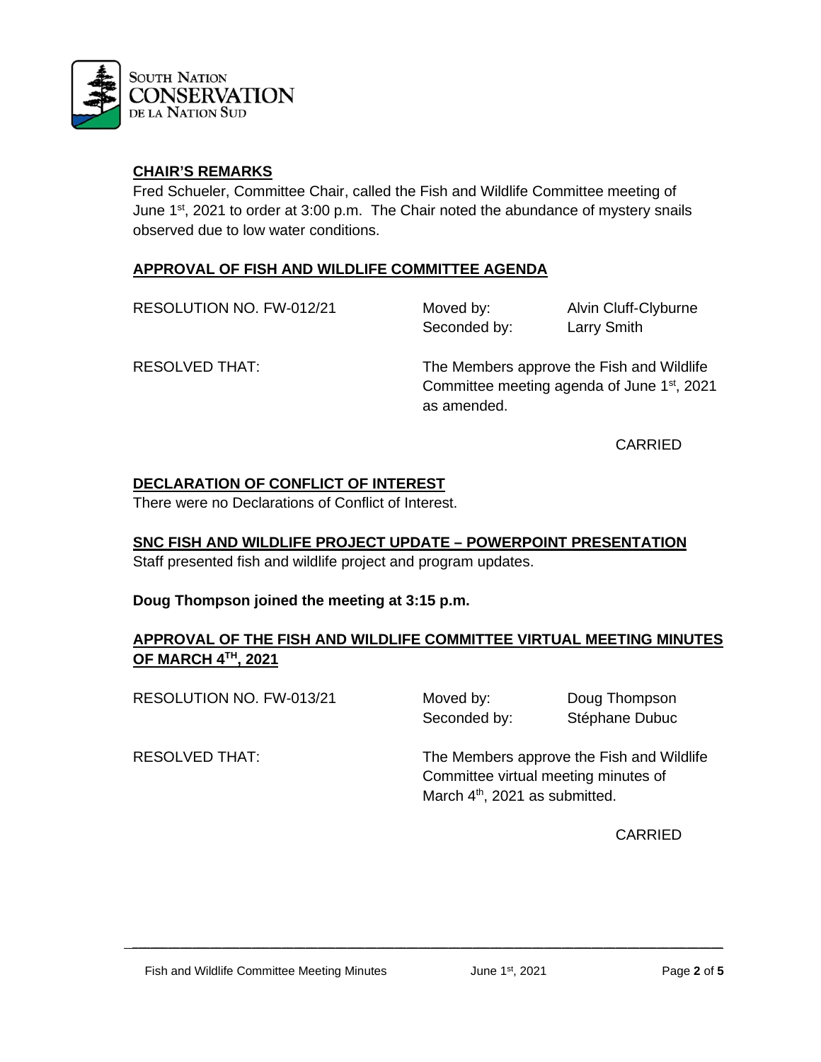## CHAIR'S REMARKS

Fred Schueler, Committee Chair, called the Fish and Wildlife Committee meeting of June 1st, 2021 to order at 3:00 p.m. The Chair noted the abundance of mystery snails observed due to low water conditions.

## APPROVAL OF FISH AND WILDLIFE COMMITTEE AGENDA

RESOLUTION NO. FW-012/21 | Moved by: Alvin Cluff-Clyburne
| Seconded by: Larry Smith

RESOLVED THAT: The Members approve the Fish and Wildlife Committee meeting agenda of June 1st, 2021 as amended.

CARRIED

## DECLARATION OF CONFLICT OF INTEREST

There were no Declarations of Conflict of Interest.

## SNC FISH AND WILDLIFE PROJECT UPDATE – POWERPOINT PRESENTATION

Staff presented fish and wildlife project and program updates.

**Doug Thompson joined the meeting at 3:15 p.m.**

## APPROVAL OF THE FISH AND WILDLIFE COMMITTEE VIRTUAL MEETING MINUTES OF MARCH 4TH, 2021

RESOLUTION NO. FW-013/21 | Moved by: Doug Thompson
| Seconded by: Stéphane Dubuc

RESOLVED THAT: The Members approve the Fish and Wildlife Committee virtual meeting minutes of March 4th, 2021 as submitted.

CARRIED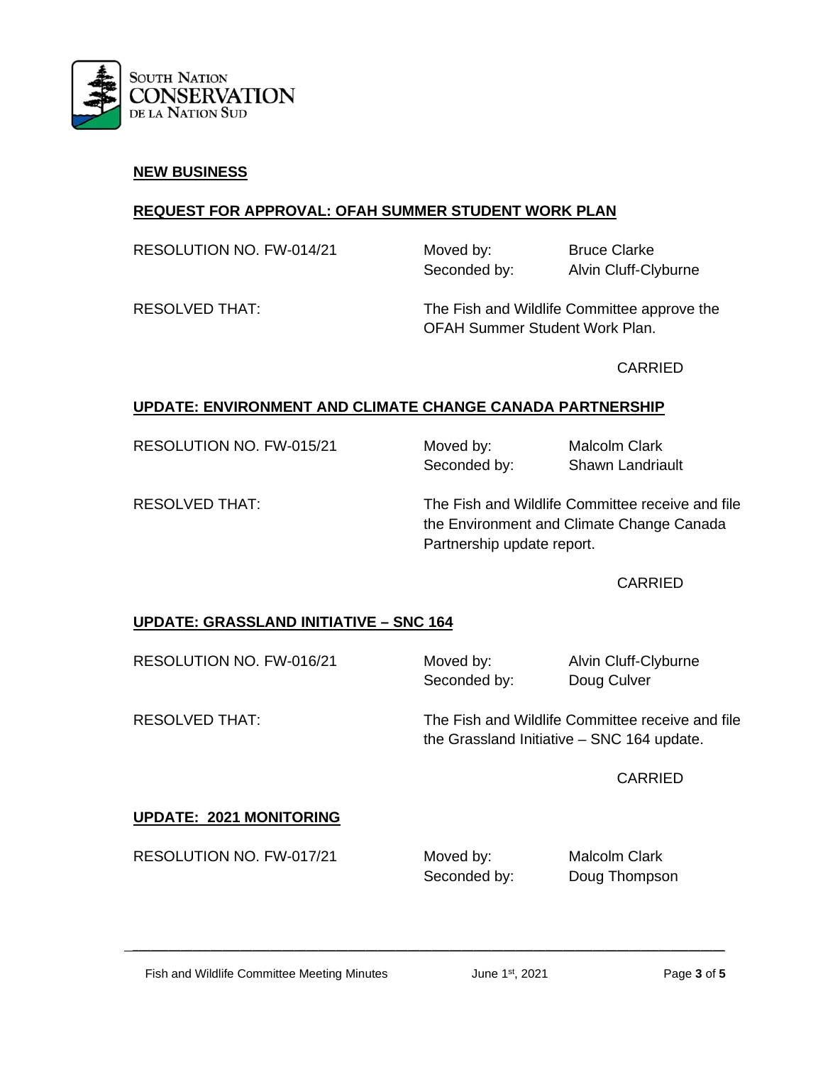## NEW BUSINESS

### REQUEST FOR APPROVAL: OFAH SUMMER STUDENT WORK PLAN

RESOLUTION NO. FW-014/21 Moved by: Bruce Clarke
Seconded by: Alvin Cluff-Clyburne

RESOLVED THAT: The Fish and Wildlife Committee approve the OFAH Summer Student Work Plan.

CARRIED

### UPDATE: ENVIRONMENT AND CLIMATE CHANGE CANADA PARTNERSHIP

RESOLUTION NO. FW-015/21 Moved by: Malcolm Clark
Seconded by: Shawn Landriault

RESOLVED THAT: The Fish and Wildlife Committee receive and file the Environment and Climate Change Canada Partnership update report.

CARRIED

### UPDATE: GRASSLAND INITIATIVE – SNC 164

RESOLUTION NO. FW-016/21 Moved by: Alvin Cluff-Clyburne
Seconded by: Doug Culver

RESOLVED THAT: The Fish and Wildlife Committee receive and file the Grassland Initiative – SNC 164 update.

CARRIED

### UPDATE: 2021 MONITORING

RESOLUTION NO. FW-017/21 Moved by: Malcolm Clark
Seconded by: Doug Thompson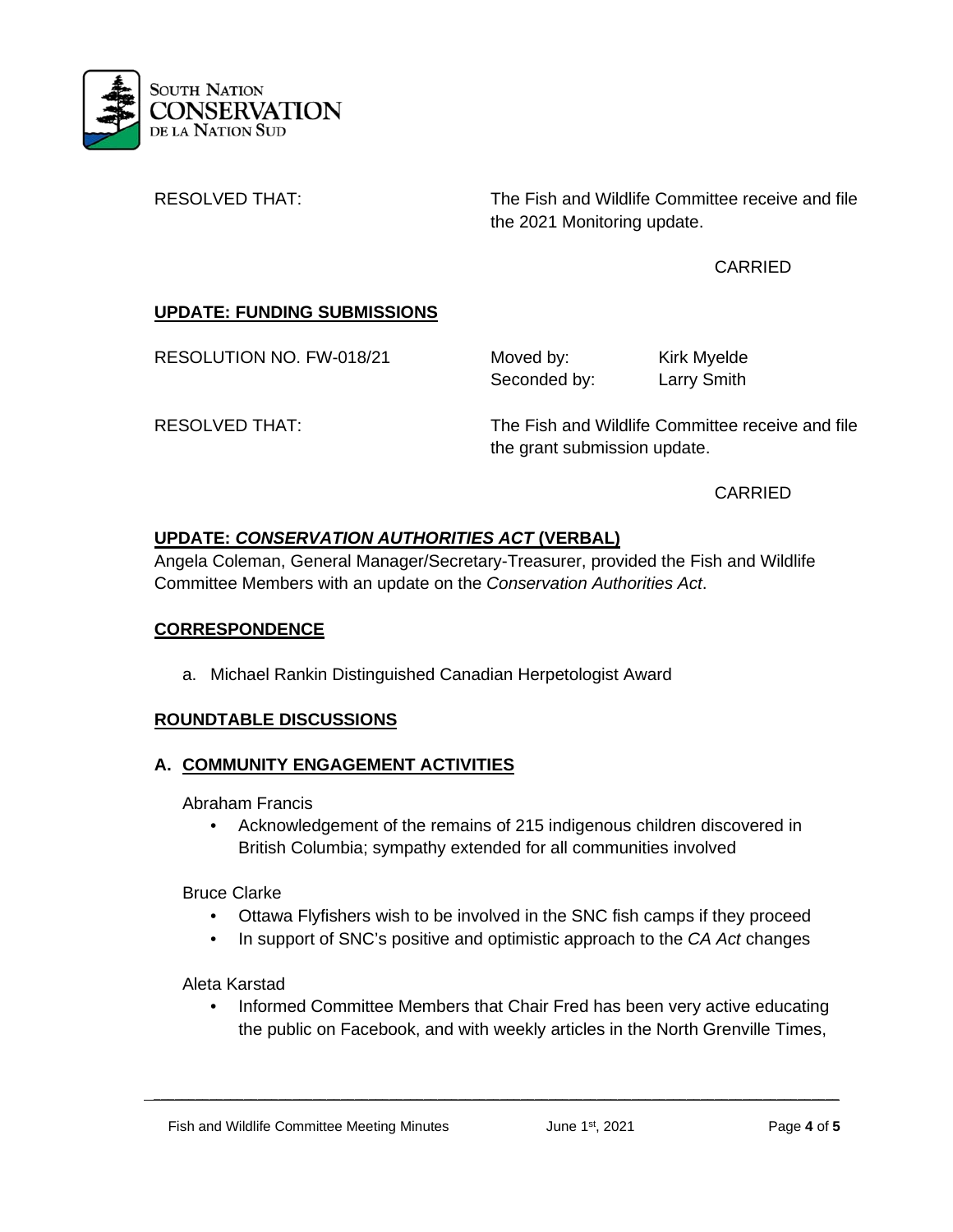RESOLVED THAT: The Fish and Wildlife Committee receive and file the 2021 Monitoring update.

CARRIED

## UPDATE: FUNDING SUBMISSIONS

RESOLUTION NO. FW-018/21 Moved by: Kirk Myelde
Seconded by: Larry Smith

RESOLVED THAT: The Fish and Wildlife Committee receive and file the grant submission update.

CARRIED

## UPDATE: *CONSERVATION AUTHORITIES ACT* (VERBAL)

Angela Coleman, General Manager/Secretary-Treasurer, provided the Fish and Wildlife Committee Members with an update on the *Conservation Authorities Act*.

## CORRESPONDENCE

a. Michael Rankin Distinguished Canadian Herpetologist Award

## ROUNDTABLE DISCUSSIONS

### A. COMMUNITY ENGAGEMENT ACTIVITIES

Abraham Francis

- Acknowledgement of the remains of 215 indigenous children discovered in British Columbia; sympathy extended for all communities involved

Bruce Clarke

- Ottawa Flyfishers wish to be involved in the SNC fish camps if they proceed
- In support of SNC's positive and optimistic approach to the *CA Act* changes

Aleta Karstad

- Informed Committee Members that Chair Fred has been very active educating the public on Facebook, and with weekly articles in the North Grenville Times,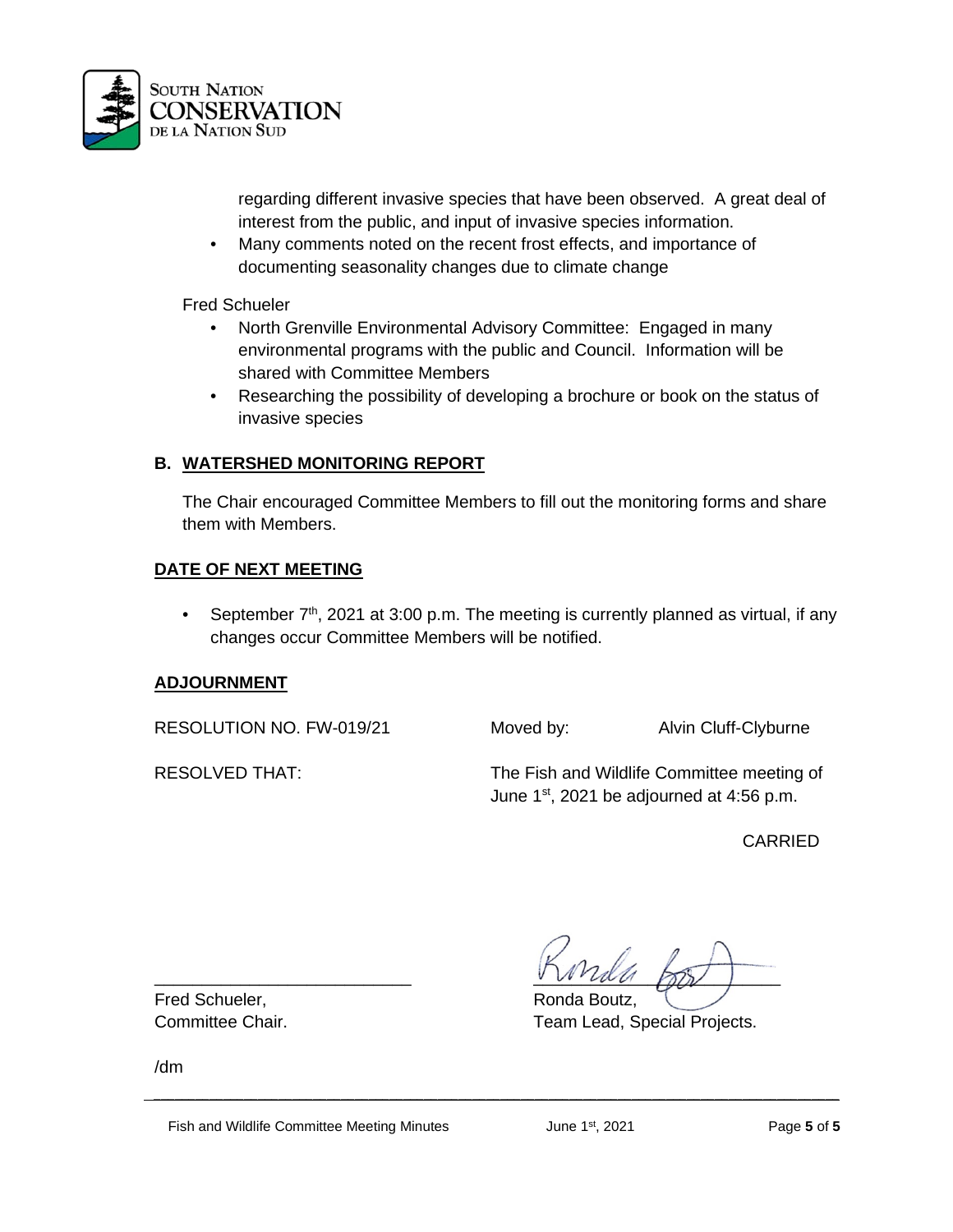regarding different invasive species that have been observed. A great deal of interest from the public, and input of invasive species information.

- Many comments noted on the recent frost effects, and importance of documenting seasonality changes due to climate change

Fred Schueler

- North Grenville Environmental Advisory Committee: Engaged in many environmental programs with the public and Council. Information will be shared with Committee Members
- Researching the possibility of developing a brochure or book on the status of invasive species

## B. WATERSHED MONITORING REPORT

The Chair encouraged Committee Members to fill out the monitoring forms and share them with Members.

## DATE OF NEXT MEETING

- September 7th, 2021 at 3:00 p.m. The meeting is currently planned as virtual, if any changes occur Committee Members will be notified.

## ADJOURNMENT

RESOLUTION NO. FW-019/21 Moved by: Alvin Cluff-Clyburne

RESOLVED THAT: The Fish and Wildlife Committee meeting of June 1st, 2021 be adjourned at 4:56 p.m.

CARRIED

Fred Schueler,
Committee Chair.

Ronda Boutz,
Team Lead, Special Projects.

/dm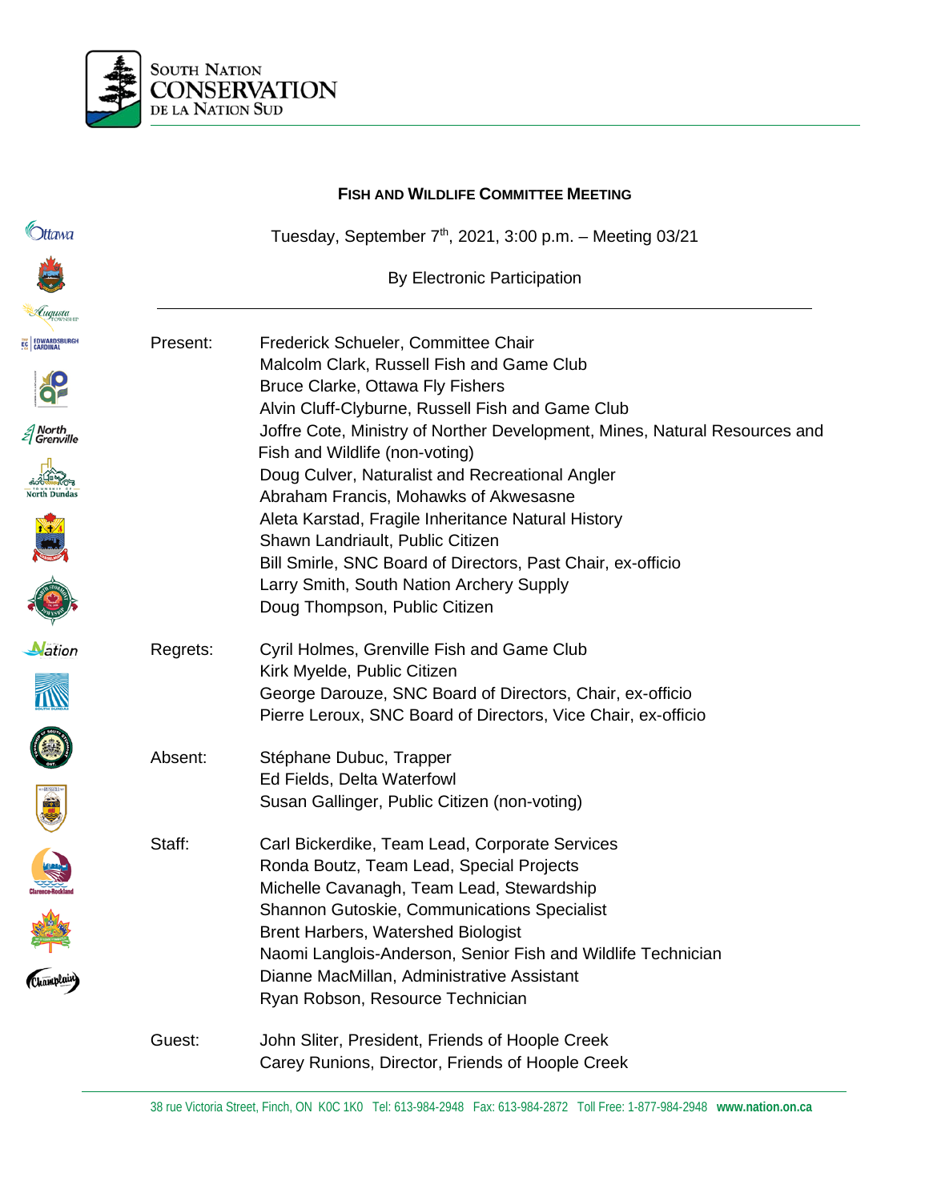South Nation Conservation de la Nation Sud

**Fish and Wildlife Committee Meeting**

Tuesday, September 7th, 2021, 3:00 p.m. – Meeting 03/21

By Electronic Participation

---

| | |
|---|---|
| Present: | Frederick Schueler, Committee Chair<br>Malcolm Clark, Russell Fish and Game Club<br>Bruce Clarke, Ottawa Fly Fishers<br>Alvin Cluff-Clyburne, Russell Fish and Game Club<br>Joffre Cote, Ministry of Norther Development, Mines, Natural Resources and Fish and Wildlife (non-voting)<br>Doug Culver, Naturalist and Recreational Angler<br>Abraham Francis, Mohawks of Akwesasne<br>Aleta Karstad, Fragile Inheritance Natural History<br>Shawn Landriault, Public Citizen<br>Bill Smirle, SNC Board of Directors, Past Chair, ex-officio<br>Larry Smith, South Nation Archery Supply<br>Doug Thompson, Public Citizen |
| Regrets: | Cyril Holmes, Grenville Fish and Game Club<br>Kirk Myelde, Public Citizen<br>George Darouze, SNC Board of Directors, Chair, ex-officio<br>Pierre Leroux, SNC Board of Directors, Vice Chair, ex-officio |
| Absent: | Stéphane Dubuc, Trapper<br>Ed Fields, Delta Waterfowl<br>Susan Gallinger, Public Citizen (non-voting) |
| Staff: | Carl Bickerdike, Team Lead, Corporate Services<br>Ronda Boutz, Team Lead, Special Projects<br>Michelle Cavanagh, Team Lead, Stewardship<br>Shannon Gutoskie, Communications Specialist<br>Brent Harbers, Watershed Biologist<br>Naomi Langlois-Anderson, Senior Fish and Wildlife Technician<br>Dianne MacMillan, Administrative Assistant<br>Ryan Robson, Resource Technician |
| Guest: | John Sliter, President, Friends of Hoople Creek<br>Carey Runions, Director, Friends of Hoople Creek |

---

38 rue Victoria Street, Finch, ON K0C 1K0 Tel: 613-984-2948 Fax: 613-984-2872 Toll Free: 1-877-984-2948 **www.nation.on.ca**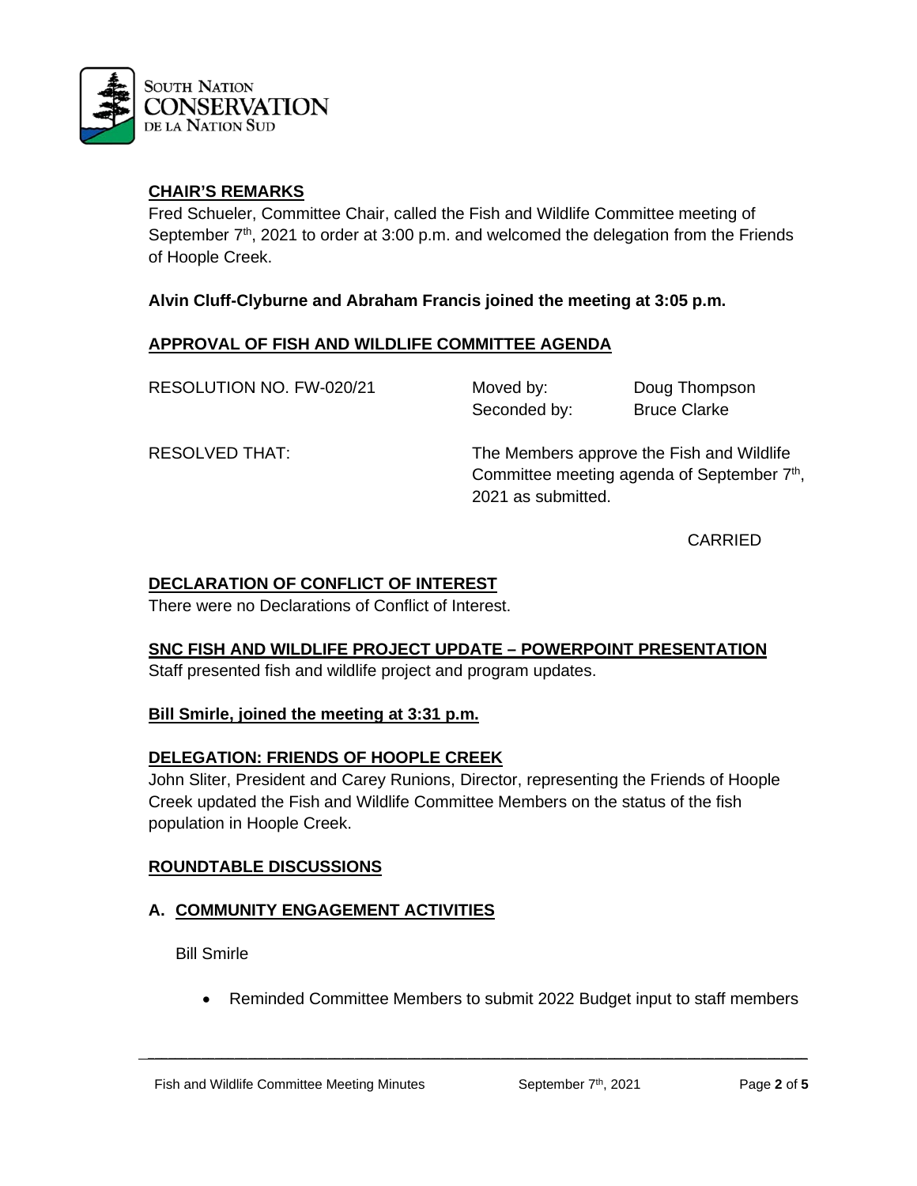## CHAIR'S REMARKS

Fred Schueler, Committee Chair, called the Fish and Wildlife Committee meeting of September 7th, 2021 to order at 3:00 p.m. and welcomed the delegation from the Friends of Hoople Creek.

**Alvin Cluff-Clyburne and Abraham Francis joined the meeting at 3:05 p.m.**

## APPROVAL OF FISH AND WILDLIFE COMMITTEE AGENDA

RESOLUTION NO. FW-020/21 — Moved by: Doug Thompson — Seconded by: Bruce Clarke

RESOLVED THAT: The Members approve the Fish and Wildlife Committee meeting agenda of September 7th, 2021 as submitted.

CARRIED

## DECLARATION OF CONFLICT OF INTEREST

There were no Declarations of Conflict of Interest.

## SNC FISH AND WILDLIFE PROJECT UPDATE – POWERPOINT PRESENTATION

Staff presented fish and wildlife project and program updates.

**Bill Smirle, joined the meeting at 3:31 p.m.**

## DELEGATION: FRIENDS OF HOOPLE CREEK

John Sliter, President and Carey Runions, Director, representing the Friends of Hoople Creek updated the Fish and Wildlife Committee Members on the status of the fish population in Hoople Creek.

## ROUNDTABLE DISCUSSIONS

### A. COMMUNITY ENGAGEMENT ACTIVITIES

Bill Smirle

- Reminded Committee Members to submit 2022 Budget input to staff members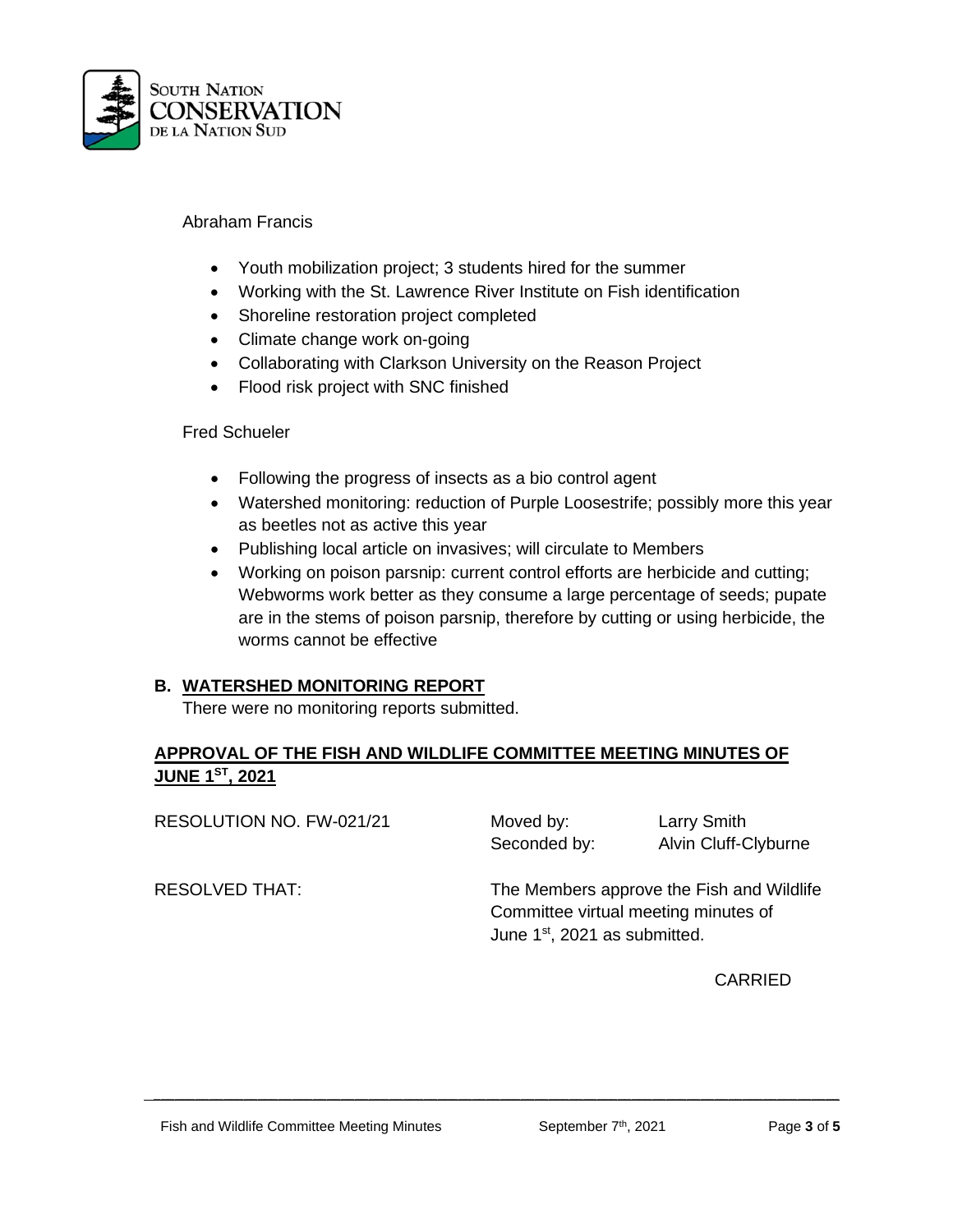Abraham Francis

- Youth mobilization project; 3 students hired for the summer
- Working with the St. Lawrence River Institute on Fish identification
- Shoreline restoration project completed
- Climate change work on-going
- Collaborating with Clarkson University on the Reason Project
- Flood risk project with SNC finished

Fred Schueler

- Following the progress of insects as a bio control agent
- Watershed monitoring: reduction of Purple Loosestrife; possibly more this year as beetles not as active this year
- Publishing local article on invasives; will circulate to Members
- Working on poison parsnip: current control efforts are herbicide and cutting; Webworms work better as they consume a large percentage of seeds; pupate are in the stems of poison parsnip, therefore by cutting or using herbicide, the worms cannot be effective

### B. WATERSHED MONITORING REPORT

There were no monitoring reports submitted.

### APPROVAL OF THE FISH AND WILDLIFE COMMITTEE MEETING MINUTES OF JUNE 1ST, 2021

RESOLUTION NO. FW-021/21 Moved by: Larry Smith
Seconded by: Alvin Cluff-Clyburne

RESOLVED THAT: The Members approve the Fish and Wildlife Committee virtual meeting minutes of June 1st, 2021 as submitted.

CARRIED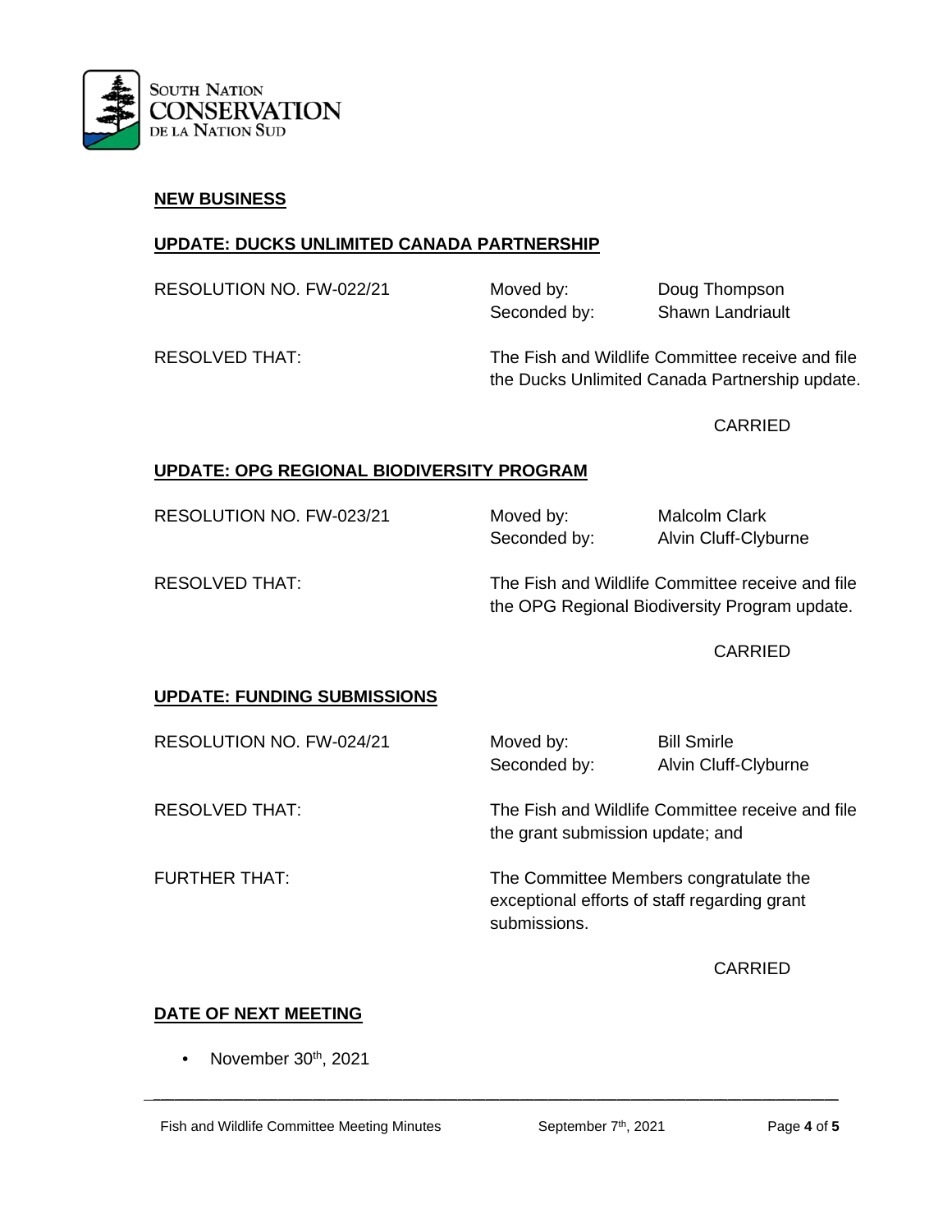## NEW BUSINESS

### UPDATE: DUCKS UNLIMITED CANADA PARTNERSHIP

RESOLUTION NO. FW-022/21 — Moved by: Doug Thompson — Seconded by: Shawn Landriault

RESOLVED THAT: The Fish and Wildlife Committee receive and file the Ducks Unlimited Canada Partnership update.

CARRIED

### UPDATE: OPG REGIONAL BIODIVERSITY PROGRAM

RESOLUTION NO. FW-023/21 — Moved by: Malcolm Clark — Seconded by: Alvin Cluff-Clyburne

RESOLVED THAT: The Fish and Wildlife Committee receive and file the OPG Regional Biodiversity Program update.

CARRIED

### UPDATE: FUNDING SUBMISSIONS

RESOLUTION NO. FW-024/21 — Moved by: Bill Smirle — Seconded by: Alvin Cluff-Clyburne

RESOLVED THAT: The Fish and Wildlife Committee receive and file the grant submission update; and

FURTHER THAT: The Committee Members congratulate the exceptional efforts of staff regarding grant submissions.

CARRIED

## DATE OF NEXT MEETING

- November 30th, 2021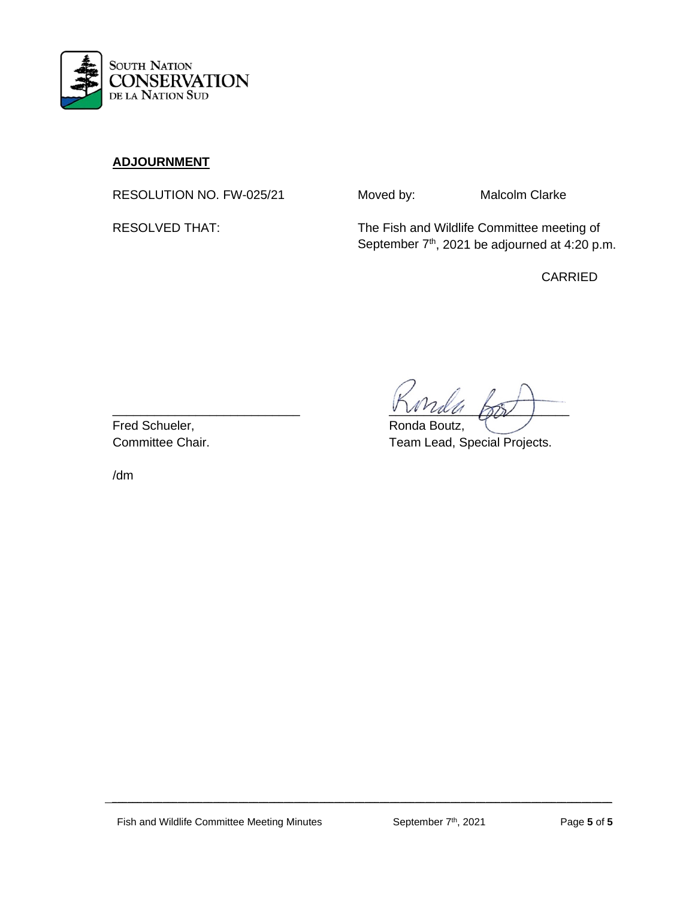## ADJOURNMENT

RESOLUTION NO. FW-025/21 Moved by: Malcolm Clarke

RESOLVED THAT: The Fish and Wildlife Committee meeting of September 7th, 2021 be adjourned at 4:20 p.m.

CARRIED

\_\_\_\_\_\_\_\_\_\_\_\_\_\_\_\_\_\_\_\_\_\_\_\_\_\_\_
Fred Schueler,
Committee Chair.

\_\_\_\_\_\_\_\_\_\_\_\_\_\_\_\_\_\_\_\_\_\_\_\_\_\_\_
Ronda Boutz,
Team Lead, Special Projects.

/dm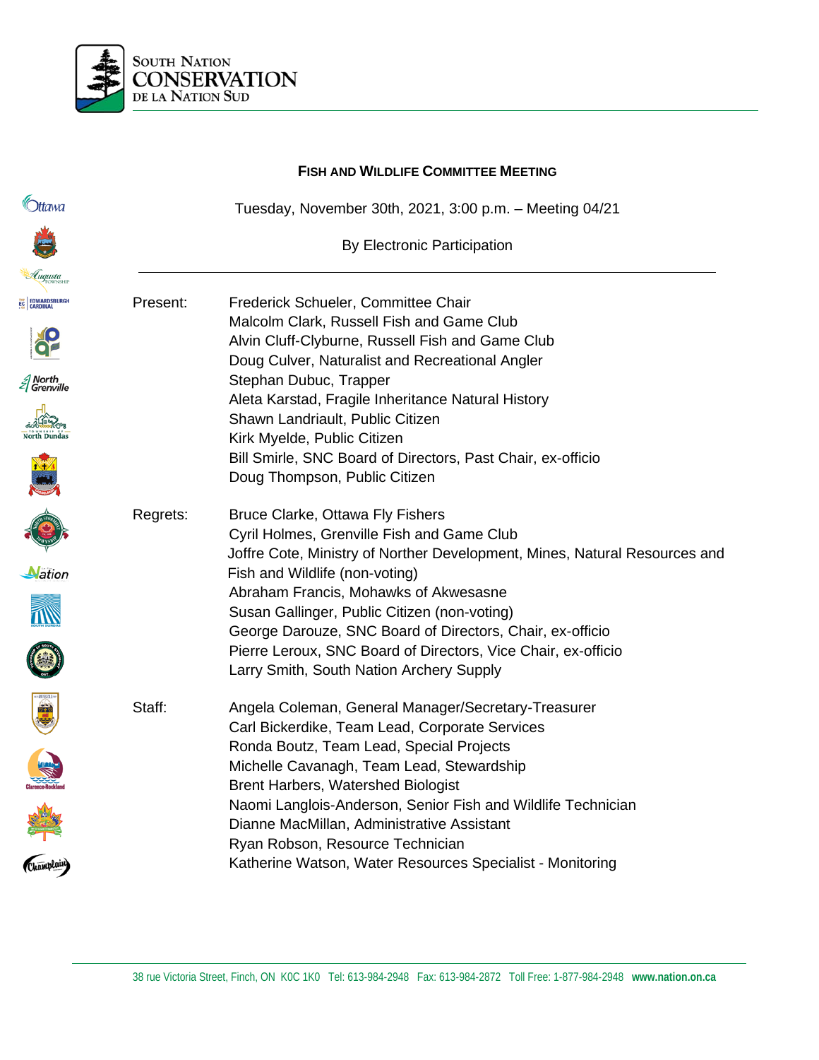**SOUTH NATION CONSERVATION DE LA NATION SUD**

## FISH AND WILDLIFE COMMITTEE MEETING

Tuesday, November 30th, 2021, 3:00 p.m. – Meeting 04/21

By Electronic Participation

---

| | |
|---|---|
| Present: | Frederick Schueler, Committee Chair<br>Malcolm Clark, Russell Fish and Game Club<br>Alvin Cluff-Clyburne, Russell Fish and Game Club<br>Doug Culver, Naturalist and Recreational Angler<br>Stephan Dubuc, Trapper<br>Aleta Karstad, Fragile Inheritance Natural History<br>Shawn Landriault, Public Citizen<br>Kirk Myelde, Public Citizen<br>Bill Smirle, SNC Board of Directors, Past Chair, ex-officio<br>Doug Thompson, Public Citizen |
| Regrets: | Bruce Clarke, Ottawa Fly Fishers<br>Cyril Holmes, Grenville Fish and Game Club<br>Joffre Cote, Ministry of Norther Development, Mines, Natural Resources and Fish and Wildlife (non-voting)<br>Abraham Francis, Mohawks of Akwesasne<br>Susan Gallinger, Public Citizen (non-voting)<br>George Darouze, SNC Board of Directors, Chair, ex-officio<br>Pierre Leroux, SNC Board of Directors, Vice Chair, ex-officio<br>Larry Smith, South Nation Archery Supply |
| Staff: | Angela Coleman, General Manager/Secretary-Treasurer<br>Carl Bickerdike, Team Lead, Corporate Services<br>Ronda Boutz, Team Lead, Special Projects<br>Michelle Cavanagh, Team Lead, Stewardship<br>Brent Harbers, Watershed Biologist<br>Naomi Langlois-Anderson, Senior Fish and Wildlife Technician<br>Dianne MacMillan, Administrative Assistant<br>Ryan Robson, Resource Technician<br>Katherine Watson, Water Resources Specialist - Monitoring |

38 rue Victoria Street, Finch, ON K0C 1K0 Tel: 613-984-2948 Fax: 613-984-2872 Toll Free: 1-877-984-2948 www.nation.on.ca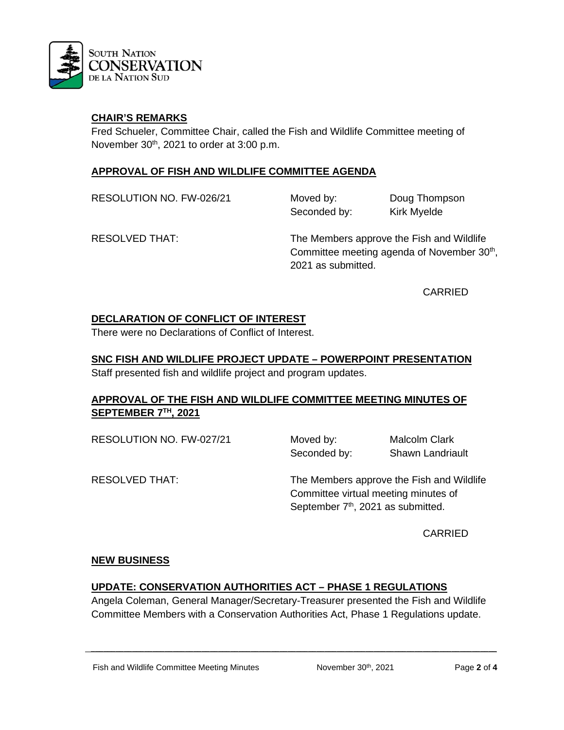**CHAIR'S REMARKS**

Fred Schueler, Committee Chair, called the Fish and Wildlife Committee meeting of November 30th, 2021 to order at 3:00 p.m.

**APPROVAL OF FISH AND WILDLIFE COMMITTEE AGENDA**

| | | |
|---|---|---|
| RESOLUTION NO. FW-026/21 | Moved by: | Doug Thompson |
| | Seconded by: | Kirk Myelde |

RESOLVED THAT: The Members approve the Fish and Wildlife Committee meeting agenda of November 30th, 2021 as submitted.

CARRIED

**DECLARATION OF CONFLICT OF INTEREST**

There were no Declarations of Conflict of Interest.

**SNC FISH AND WILDLIFE PROJECT UPDATE – POWERPOINT PRESENTATION**

Staff presented fish and wildlife project and program updates.

**APPROVAL OF THE FISH AND WILDLIFE COMMITTEE MEETING MINUTES OF SEPTEMBER 7TH, 2021**

| | | |
|---|---|---|
| RESOLUTION NO. FW-027/21 | Moved by: | Malcolm Clark |
| | Seconded by: | Shawn Landriault |

RESOLVED THAT: The Members approve the Fish and Wildlife Committee virtual meeting minutes of September 7th, 2021 as submitted.

CARRIED

**NEW BUSINESS**

**UPDATE: CONSERVATION AUTHORITIES ACT – PHASE 1 REGULATIONS**

Angela Coleman, General Manager/Secretary-Treasurer presented the Fish and Wildlife Committee Members with a Conservation Authorities Act, Phase 1 Regulations update.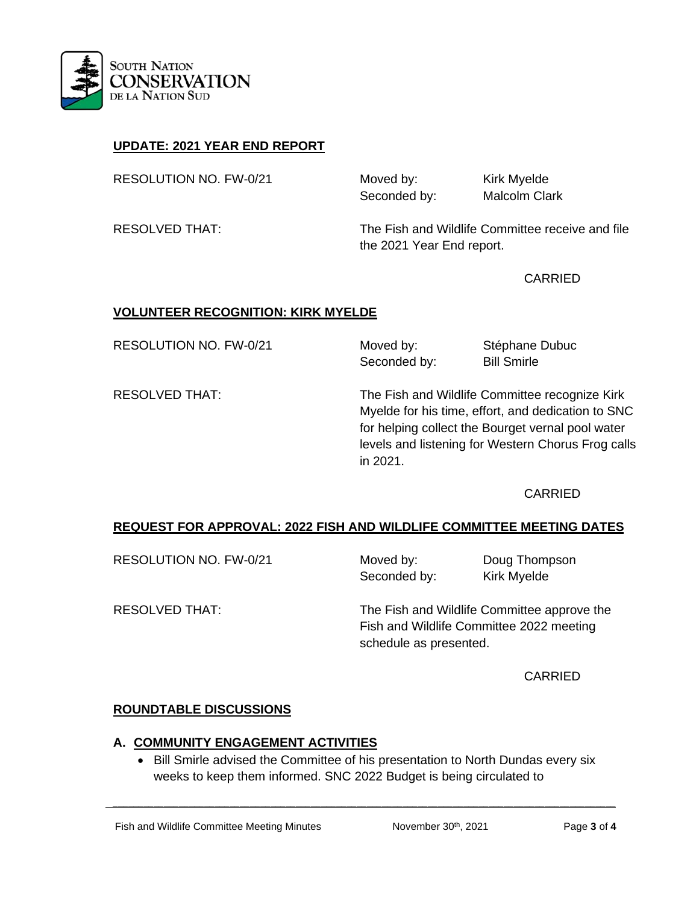## UPDATE: 2021 YEAR END REPORT

| | | |
|---|---|---|
| RESOLUTION NO. FW-0/21 | Moved by: | Kirk Myelde |
| | Seconded by: | Malcolm Clark |

RESOLVED THAT: The Fish and Wildlife Committee receive and file the 2021 Year End report.

CARRIED

## VOLUNTEER RECOGNITION: KIRK MYELDE

| | | |
|---|---|---|
| RESOLUTION NO. FW-0/21 | Moved by: | Stéphane Dubuc |
| | Seconded by: | Bill Smirle |

RESOLVED THAT: The Fish and Wildlife Committee recognize Kirk Myelde for his time, effort, and dedication to SNC for helping collect the Bourget vernal pool water levels and listening for Western Chorus Frog calls in 2021.

CARRIED

## REQUEST FOR APPROVAL: 2022 FISH AND WILDLIFE COMMITTEE MEETING DATES

| | | |
|---|---|---|
| RESOLUTION NO. FW-0/21 | Moved by: | Doug Thompson |
| | Seconded by: | Kirk Myelde |

RESOLVED THAT: The Fish and Wildlife Committee approve the Fish and Wildlife Committee 2022 meeting schedule as presented.

CARRIED

## ROUNDTABLE DISCUSSIONS

### A. COMMUNITY ENGAGEMENT ACTIVITIES

- Bill Smirle advised the Committee of his presentation to North Dundas every six weeks to keep them informed. SNC 2022 Budget is being circulated to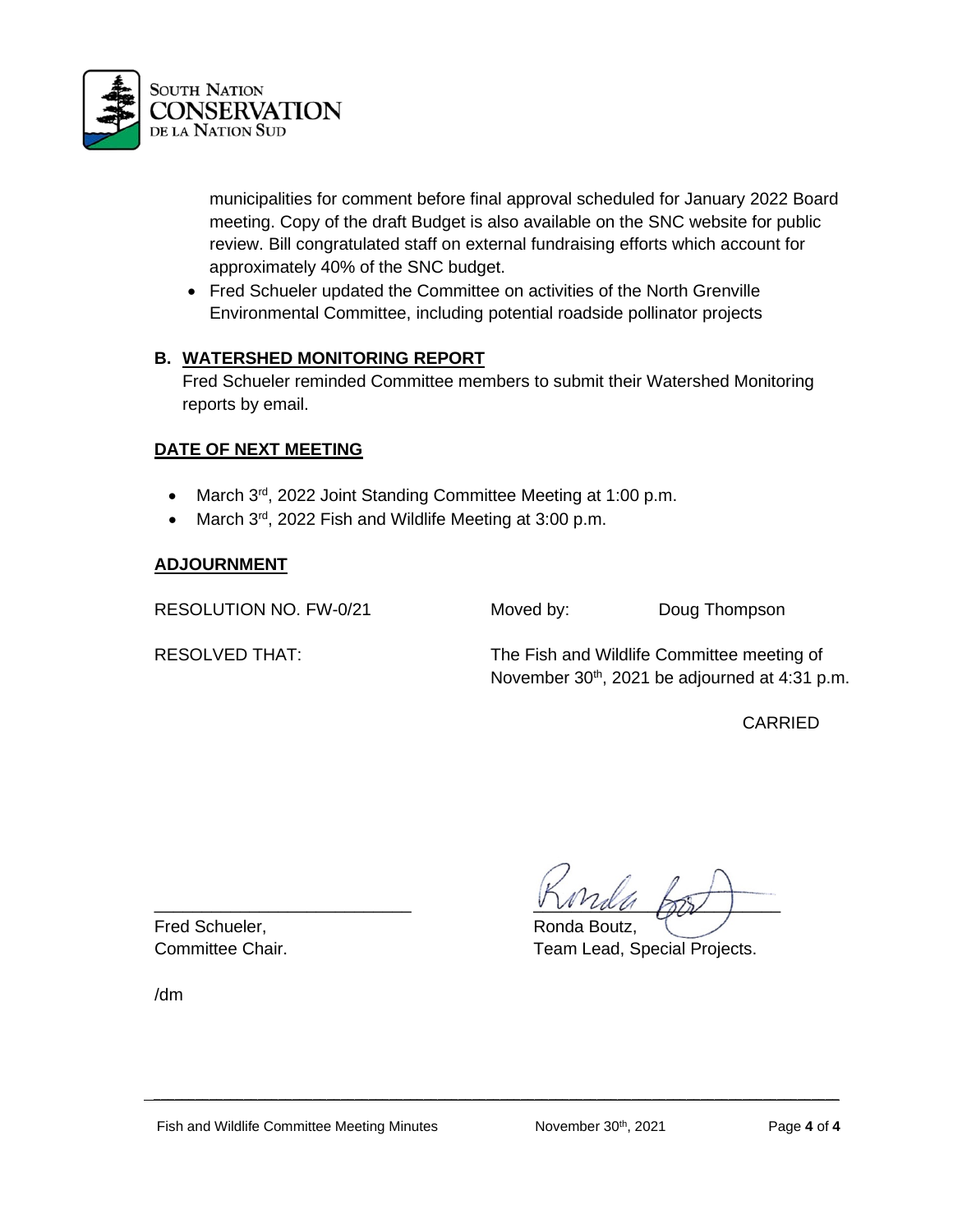municipalities for comment before final approval scheduled for January 2022 Board meeting. Copy of the draft Budget is also available on the SNC website for public review. Bill congratulated staff on external fundraising efforts which account for approximately 40% of the SNC budget.

- Fred Schueler updated the Committee on activities of the North Grenville Environmental Committee, including potential roadside pollinator projects

## B. WATERSHED MONITORING REPORT

Fred Schueler reminded Committee members to submit their Watershed Monitoring reports by email.

## DATE OF NEXT MEETING

- March 3rd, 2022 Joint Standing Committee Meeting at 1:00 p.m.
- March 3rd, 2022 Fish and Wildlife Meeting at 3:00 p.m.

## ADJOURNMENT

RESOLUTION NO. FW-0/21 Moved by: Doug Thompson

RESOLVED THAT: The Fish and Wildlife Committee meeting of November 30th, 2021 be adjourned at 4:31 p.m.

CARRIED

Fred Schueler,
Committee Chair.

Ronda Boutz,
Team Lead, Special Projects.

/dm